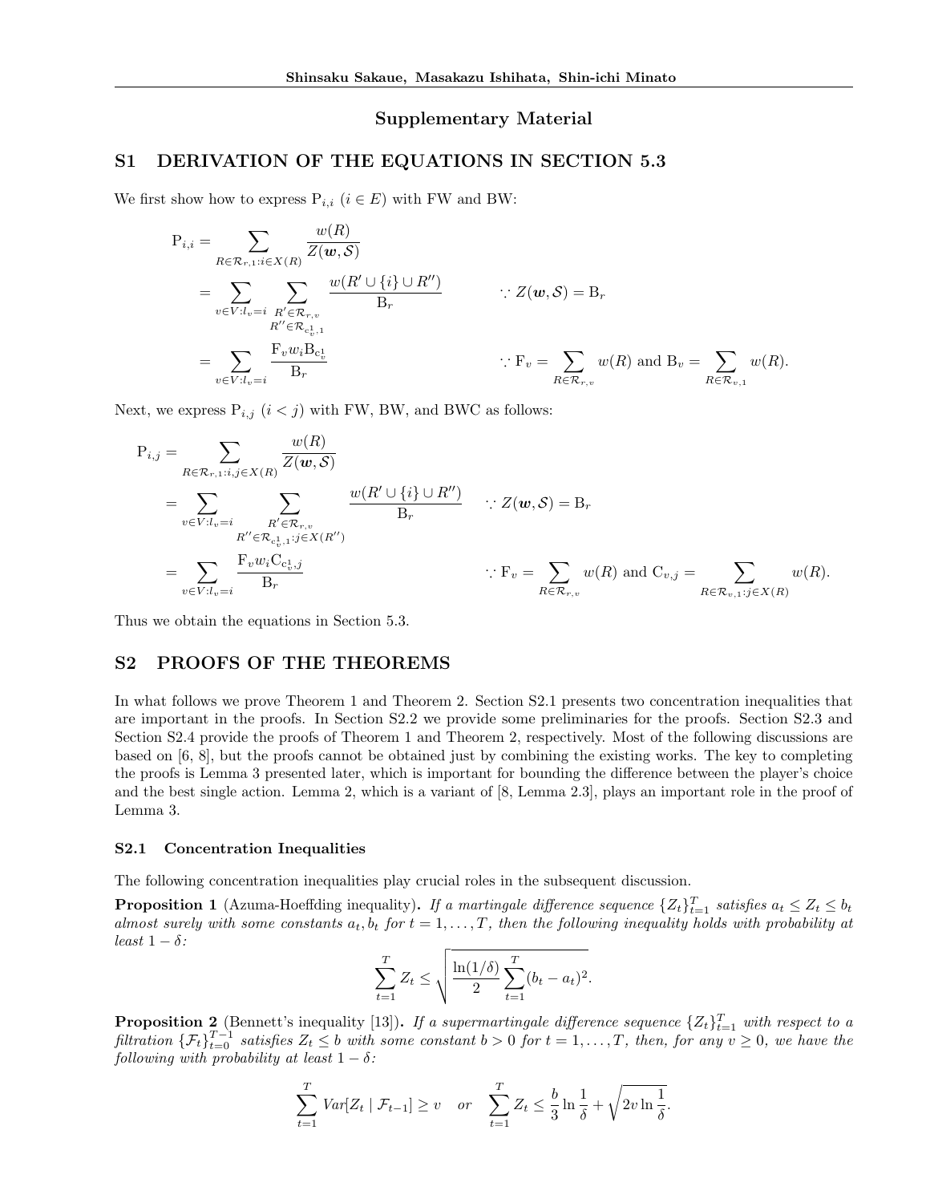## Supplementary Material

## S1 DERIVATION OF THE EQUATIONS IN SECTION 5.3

We first show how to express $\mathrm{P}_{i,i}$ $(i \in E)$ with FW and BW:

$$
\begin{aligned}
\mathrm{P}_{i,i} &= \sum_{R \in \mathcal{R}_{r,1} : i \in X(R)} \frac{w(R)}{Z(\boldsymbol{w}, \mathcal{S})} \\
&= \sum_{v \in V : l_v = i} \sum_{\substack{R' \in \mathcal{R}_{r,v} \\ R'' \in \mathcal{R}_{c_v^1, 1}}} \frac{w(R' \cup \{i\} \cup R'')}{\mathrm{B}_r} && \because Z(\boldsymbol{w}, \mathcal{S}) = \mathrm{B}_r \\
&= \sum_{v \in V : l_v = i} \frac{\mathrm{F}_v w_i \mathrm{B}_{c_v^1}}{\mathrm{B}_r} && \because \mathrm{F}_v = \sum_{R \in \mathcal{R}_{r,v}} w(R) \text{ and } \mathrm{B}_v = \sum_{R \in \mathcal{R}_{v,1}} w(R).
\end{aligned}
$$

Next, we express $\mathrm{P}_{i,j}$ $(i < j)$ with FW, BW, and BWC as follows:

$$
\begin{aligned}
\mathrm{P}_{i,j} &= \sum_{R \in \mathcal{R}_{r,1} : i,j \in X(R)} \frac{w(R)}{Z(\boldsymbol{w}, \mathcal{S})} \\
&= \sum_{v \in V : l_v = i} \sum_{\substack{R' \in \mathcal{R}_{r,v} \\ R'' \in \mathcal{R}_{c_v^1, 1} : j \in X(R'')}} \frac{w(R' \cup \{i\} \cup R'')}{\mathrm{B}_r} && \because Z(\boldsymbol{w}, \mathcal{S}) = \mathrm{B}_r \\
&= \sum_{v \in V : l_v = i} \frac{\mathrm{F}_v w_i \mathrm{C}_{c_v^1, j}}{\mathrm{B}_r} && \because \mathrm{F}_v = \sum_{R \in \mathcal{R}_{r,v}} w(R) \text{ and } \mathrm{C}_{v,j} = \sum_{R \in \mathcal{R}_{v,1} : j \in X(R)} w(R).
\end{aligned}
$$

Thus we obtain the equations in Section 5.3.

## S2 PROOFS OF THE THEOREMS

In what follows we prove Theorem 1 and Theorem 2. Section S2.1 presents two concentration inequalities that are important in the proofs. In Section S2.2 we provide some preliminaries for the proofs. Section S2.3 and Section S2.4 provide the proofs of Theorem 1 and Theorem 2, respectively. Most of the following discussions are based on [6, 8], but the proofs cannot be obtained just by combining the existing works. The key to completing the proofs is Lemma 3 presented later, which is important for bounding the difference between the player's choice and the best single action. Lemma 2, which is a variant of [8, Lemma 2.3], plays an important role in the proof of Lemma 3.

### S2.1 Concentration Inequalities

The following concentration inequalities play crucial roles in the subsequent discussion.

**Proposition 1** (Azuma-Hoeffding inequality)**.** *If a martingale difference sequence $\{Z_t\}_{t=1}^T$ satisfies $a_t \le Z_t \le b_t$ almost surely with some constants $a_t, b_t$ for $t = 1, \dots, T$, then the following inequality holds with probability at least $1 - \delta$:*

$$
\sum_{t=1}^{T} Z_t \le \sqrt{\frac{\ln(1/\delta)}{2} \sum_{t=1}^{T} (b_t - a_t)^2}.
$$

**Proposition 2** (Bennett's inequality [13])**.** *If a supermartingale difference sequence $\{Z_t\}_{t=1}^T$ with respect to a filtration $\{\mathcal{F}_t\}_{t=0}^{T-1}$ satisfies $Z_t \le b$ with some constant $b > 0$ for $t = 1, \dots, T$, then, for any $v \ge 0$, we have the following with probability at least $1 - \delta$:*

$$
\sum_{t=1}^{T} \mathit{Var}[Z_t \mid \mathcal{F}_{t-1}] \ge v \quad \textit{or} \quad \sum_{t=1}^{T} Z_t \le \frac{b}{3} \ln \frac{1}{\delta} + \sqrt{2v \ln \frac{1}{\delta}}.
$$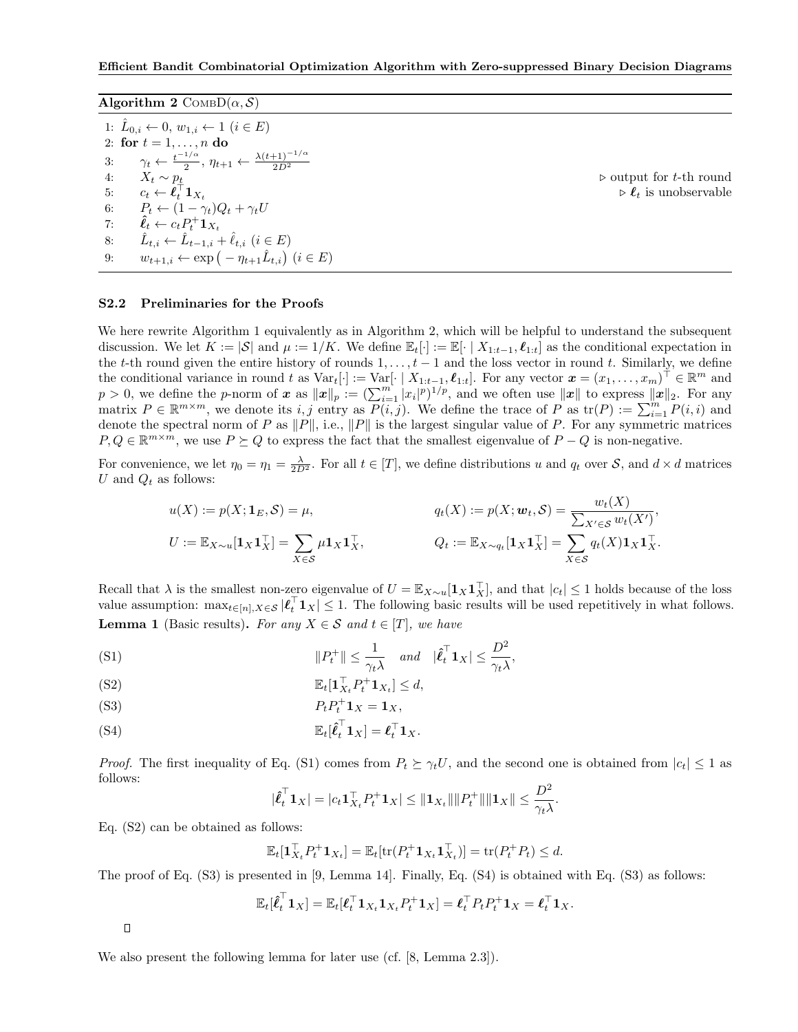**Algorithm 2** COMBD($\alpha, \mathcal{S}$)

1: $\hat{L}_{0,i} \leftarrow 0$, $w_{1,i} \leftarrow 1$ $(i \in E)$
2: **for** $t = 1, \ldots, n$ **do**
3: $\quad \gamma_t \leftarrow \frac{t^{-1/\alpha}}{2}$, $\eta_{t+1} \leftarrow \frac{\lambda(t+1)^{-1/\alpha}}{2D^2}$
4: $\quad X_t \sim p_t$ $\qquad \triangleright$ output for $t$-th round
5: $\quad c_t \leftarrow \boldsymbol{\ell}_t^\top \mathbf{1}_{X_t}$ $\qquad \triangleright$ $\boldsymbol{\ell}_t$ is unobservable
6: $\quad P_t \leftarrow (1-\gamma_t)Q_t + \gamma_t U$
7: $\quad \hat{\boldsymbol{\ell}}_t \leftarrow c_t P_t^+ \mathbf{1}_{X_t}$
8: $\quad \hat{L}_{t,i} \leftarrow \hat{L}_{t-1,i} + \hat{\ell}_{t,i}$ $(i \in E)$
9: $\quad w_{t+1,i} \leftarrow \exp\big(-\eta_{t+1}\hat{L}_{t,i}\big)$ $(i \in E)$

### S2.2 Preliminaries for the Proofs

We here rewrite Algorithm 1 equivalently as in Algorithm 2, which will be helpful to understand the subsequent discussion. We let $K := |\mathcal{S}|$ and $\mu := 1/K$. We define $\mathbb{E}_t[\cdot] := \mathbb{E}[\cdot \mid X_{1:t-1}, \boldsymbol{\ell}_{1:t}]$ as the conditional expectation in the $t$-th round given the entire history of rounds $1, \ldots, t-1$ and the loss vector in round $t$. Similarly, we define the conditional variance in round $t$ as $\mathrm{Var}_t[\cdot] := \mathrm{Var}[\cdot \mid X_{1:t-1}, \boldsymbol{\ell}_{1:t}]$. For any vector $\boldsymbol{x} = (x_1, \ldots, x_m)^\top \in \mathbb{R}^m$ and $p > 0$, we define the $p$-norm of $\boldsymbol{x}$ as $\|\boldsymbol{x}\|_p := (\sum_{i=1}^m |x_i|^p)^{1/p}$, and we often use $\|\boldsymbol{x}\|$ to express $\|\boldsymbol{x}\|_2$. For any matrix $P \in \mathbb{R}^{m \times m}$, we denote its $i,j$ entry as $P(i,j)$. We define the trace of $P$ as $\mathrm{tr}(P) := \sum_{i=1}^m P(i,i)$ and denote the spectral norm of $P$ as $\|P\|$, i.e., $\|P\|$ is the largest singular value of $P$. For any symmetric matrices $P, Q \in \mathbb{R}^{m \times m}$, we use $P \succeq Q$ to express the fact that the smallest eigenvalue of $P - Q$ is non-negative.

For convenience, we let $\eta_0 = \eta_1 = \frac{\lambda}{2D^2}$. For all $t \in [T]$, we define distributions $u$ and $q_t$ over $\mathcal{S}$, and $d \times d$ matrices $U$ and $Q_t$ as follows:

$$
u(X) := p(X; \mathbf{1}_E, \mathcal{S}) = \mu, \qquad q_t(X) := p(X; \boldsymbol{w}_t, \mathcal{S}) = \frac{w_t(X)}{\sum_{X' \in \mathcal{S}} w_t(X')},
$$

$$
U := \mathbb{E}_{X \sim u}[\mathbf{1}_X \mathbf{1}_X^\top] = \sum_{X \in \mathcal{S}} \mu \mathbf{1}_X \mathbf{1}_X^\top, \qquad Q_t := \mathbb{E}_{X \sim q_t}[\mathbf{1}_X \mathbf{1}_X^\top] = \sum_{X \in \mathcal{S}} q_t(X) \mathbf{1}_X \mathbf{1}_X^\top.
$$

Recall that $\lambda$ is the smallest non-zero eigenvalue of $U = \mathbb{E}_{X \sim u}[\mathbf{1}_X \mathbf{1}_X^\top]$, and that $|c_t| \le 1$ holds because of the loss value assumption: $\max_{t \in [n], X \in \mathcal{S}} |\boldsymbol{\ell}_t^\top \mathbf{1}_X| \le 1$. The following basic results will be used repetitively in what follows.

**Lemma 1** (Basic results)**.** *For any $X \in \mathcal{S}$ and $t \in [T]$, we have*

$$
\|P_t^+\| \le \frac{1}{\gamma_t \lambda} \quad \text{and} \quad |\hat{\boldsymbol{\ell}}_t^\top \mathbf{1}_X| \le \frac{D^2}{\gamma_t \lambda}, \tag{S1}
$$

$$
\mathbb{E}_t[\mathbf{1}_{X_t}^\top P_t^+ \mathbf{1}_{X_t}] \le d, \tag{S2}
$$

$$
P_t P_t^+ \mathbf{1}_X = \mathbf{1}_X, \tag{S3}
$$

$$
\mathbb{E}_t[\hat{\boldsymbol{\ell}}_t^\top \mathbf{1}_X] = \boldsymbol{\ell}_t^\top \mathbf{1}_X. \tag{S4}
$$

*Proof.* The first inequality of Eq. (S1) comes from $P_t \succeq \gamma_t U$, and the second one is obtained from $|c_t| \le 1$ as follows:

$$
|\hat{\boldsymbol{\ell}}_t^\top \mathbf{1}_X| = |c_t \mathbf{1}_{X_t}^\top P_t^+ \mathbf{1}_X| \le \|\mathbf{1}_{X_t}\| \|P_t^+\| \|\mathbf{1}_X\| \le \frac{D^2}{\gamma_t \lambda}.
$$

Eq. (S2) can be obtained as follows:

$$
\mathbb{E}_t[\mathbf{1}_{X_t}^\top P_t^+ \mathbf{1}_{X_t}] = \mathbb{E}_t[\mathrm{tr}(P_t^+ \mathbf{1}_{X_t} \mathbf{1}_{X_t}^\top)] = \mathrm{tr}(P_t^+ P_t) \le d.
$$

The proof of Eq. (S3) is presented in [9, Lemma 14]. Finally, Eq. (S4) is obtained with Eq. (S3) as follows:

$$
\mathbb{E}_t[\hat{\boldsymbol{\ell}}_t^\top \mathbf{1}_X] = \mathbb{E}_t[\boldsymbol{\ell}_t^\top \mathbf{1}_{X_t} \mathbf{1}_{X_t} P_t^+ \mathbf{1}_X] = \boldsymbol{\ell}_t^\top P_t P_t^+ \mathbf{1}_X = \boldsymbol{\ell}_t^\top \mathbf{1}_X.
$$

□

We also present the following lemma for later use (cf. [8, Lemma 2.3]).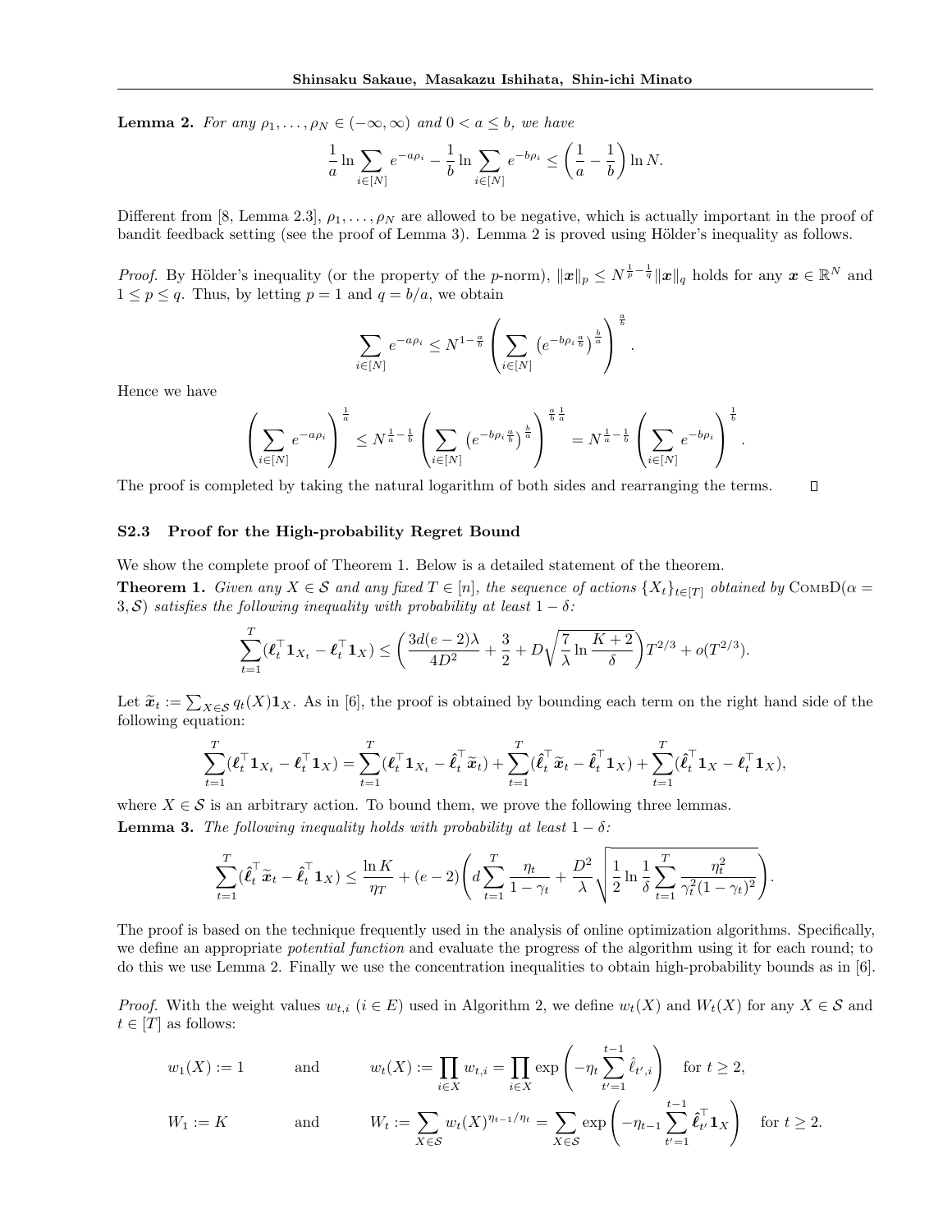**Lemma 2.** *For any $\rho_1, \ldots, \rho_N \in (-\infty, \infty)$ and $0 < a \le b$, we have*

$$\frac{1}{a} \ln \sum_{i \in [N]} e^{-a\rho_i} - \frac{1}{b} \ln \sum_{i \in [N]} e^{-b\rho_i} \le \left( \frac{1}{a} - \frac{1}{b} \right) \ln N.$$

Different from [8, Lemma 2.3], $\rho_1, \ldots, \rho_N$ are allowed to be negative, which is actually important in the proof of bandit feedback setting (see the proof of Lemma 3). Lemma 2 is proved using Hölder's inequality as follows.

*Proof.* By Hölder's inequality (or the property of the $p$-norm), $\|\boldsymbol{x}\|_p \le N^{\frac{1}{p} - \frac{1}{q}} \|\boldsymbol{x}\|_q$ holds for any $\boldsymbol{x} \in \mathbb{R}^N$ and $1 \le p \le q$. Thus, by letting $p = 1$ and $q = b/a$, we obtain

$$\sum_{i \in [N]} e^{-a\rho_i} \le N^{1 - \frac{a}{b}} \left( \sum_{i \in [N]} \left( e^{-b\rho_i \frac{a}{b}} \right)^{\frac{b}{a}} \right)^{\frac{a}{b}}.$$

Hence we have

$$\left( \sum_{i \in [N]} e^{-a\rho_i} \right)^{\frac{1}{a}} \le N^{\frac{1}{a} - \frac{1}{b}} \left( \sum_{i \in [N]} \left( e^{-b\rho_i \frac{a}{b}} \right)^{\frac{b}{a}} \right)^{\frac{a}{b}\frac{1}{a}} = N^{\frac{1}{a} - \frac{1}{b}} \left( \sum_{i \in [N]} e^{-b\rho_i} \right)^{\frac{1}{b}}.$$

The proof is completed by taking the natural logarithm of both sides and rearranging the terms. $\square$

### S2.3 Proof for the High-probability Regret Bound

We show the complete proof of Theorem 1. Below is a detailed statement of the theorem.

**Theorem 1.** *Given any $X \in \mathcal{S}$ and any fixed $T \in [n]$, the sequence of actions $\{X_t\}_{t \in [T]}$ obtained by* CombD($\alpha = 3, \mathcal{S}$) *satisfies the following inequality with probability at least $1 - \delta$:*

$$\sum_{t=1}^{T} (\boldsymbol{\ell}_t^\top \mathbf{1}_{X_t} - \boldsymbol{\ell}_t^\top \mathbf{1}_X) \le \left( \frac{3d(e-2)\lambda}{4D^2} + \frac{3}{2} + D\sqrt{\frac{7}{\lambda} \ln \frac{K+2}{\delta}} \right) T^{2/3} + o(T^{2/3}).$$

Let $\widetilde{\boldsymbol{x}}_t := \sum_{X \in \mathcal{S}} q_t(X) \mathbf{1}_X$. As in [6], the proof is obtained by bounding each term on the right hand side of the following equation:

$$\sum_{t=1}^{T} (\boldsymbol{\ell}_t^\top \mathbf{1}_{X_t} - \boldsymbol{\ell}_t^\top \mathbf{1}_X) = \sum_{t=1}^{T} (\boldsymbol{\ell}_t^\top \mathbf{1}_{X_t} - \hat{\boldsymbol{\ell}}_t^\top \widetilde{\boldsymbol{x}}_t) + \sum_{t=1}^{T} (\hat{\boldsymbol{\ell}}_t^\top \widetilde{\boldsymbol{x}}_t - \hat{\boldsymbol{\ell}}_t^\top \mathbf{1}_X) + \sum_{t=1}^{T} (\hat{\boldsymbol{\ell}}_t^\top \mathbf{1}_X - \boldsymbol{\ell}_t^\top \mathbf{1}_X),$$

where $X \in \mathcal{S}$ is an arbitrary action. To bound them, we prove the following three lemmas.

**Lemma 3.** *The following inequality holds with probability at least $1 - \delta$:*

$$\sum_{t=1}^{T} (\hat{\boldsymbol{\ell}}_t^\top \widetilde{\boldsymbol{x}}_t - \hat{\boldsymbol{\ell}}_t^\top \mathbf{1}_X) \le \frac{\ln K}{\eta_T} + (e-2) \left( d \sum_{t=1}^{T} \frac{\eta_t}{1 - \gamma_t} + \frac{D^2}{\lambda} \sqrt{\frac{1}{2} \ln \frac{1}{\delta} \sum_{t=1}^{T} \frac{\eta_t^2}{\gamma_t^2 (1 - \gamma_t)^2}} \right).$$

The proof is based on the technique frequently used in the analysis of online optimization algorithms. Specifically, we define an appropriate *potential function* and evaluate the progress of the algorithm using it for each round; to do this we use Lemma 2. Finally we use the concentration inequalities to obtain high-probability bounds as in [6].

*Proof.* With the weight values $w_{t,i}$ ($i \in E$) used in Algorithm 2, we define $w_t(X)$ and $W_t(X)$ for any $X \in \mathcal{S}$ and $t \in [T]$ as follows:

$$w_1(X) := 1 \qquad \text{and} \qquad w_t(X) := \prod_{i \in X} w_{t,i} = \prod_{i \in X} \exp\left( -\eta_t \sum_{t'=1}^{t-1} \hat{\ell}_{t',i} \right) \quad \text{for } t \ge 2,$$

$$W_1 := K \qquad \text{and} \qquad W_t := \sum_{X \in \mathcal{S}} w_t(X)^{\eta_{t-1}/\eta_t} = \sum_{X \in \mathcal{S}} \exp\left( -\eta_{t-1} \sum_{t'=1}^{t-1} \hat{\boldsymbol{\ell}}_{t'}^\top \mathbf{1}_X \right) \quad \text{for } t \ge 2.$$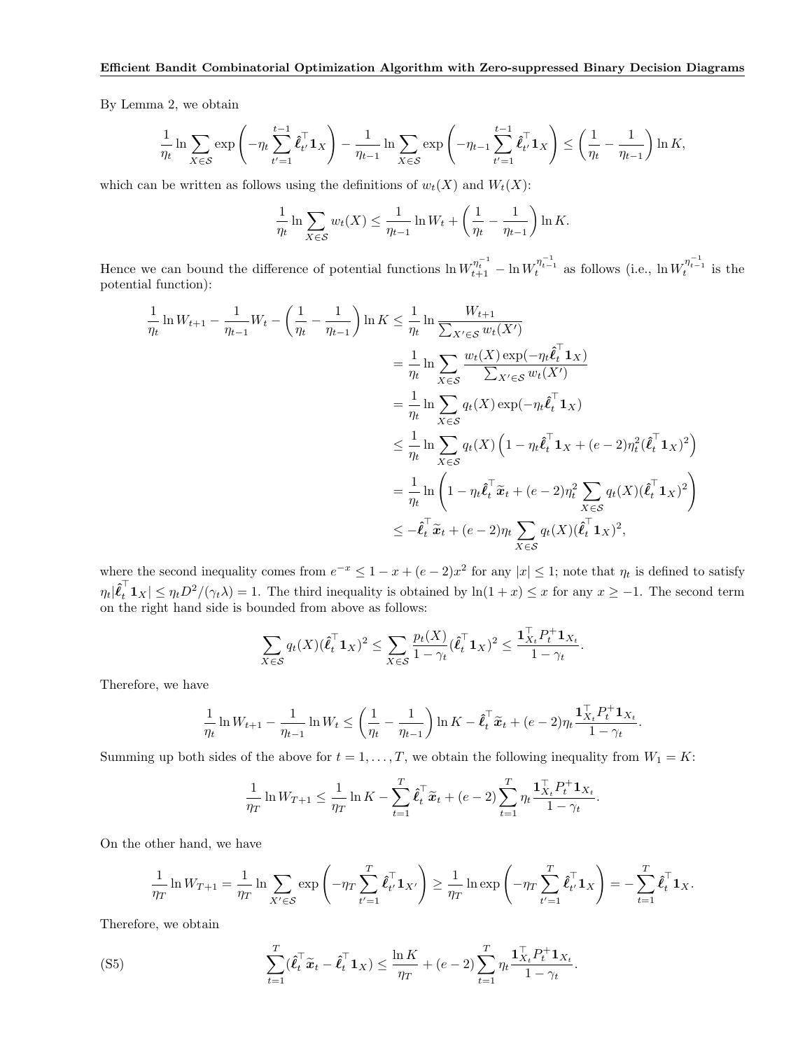By Lemma 2, we obtain

$$\frac{1}{\eta_t} \ln \sum_{X \in \mathcal{S}} \exp\left(-\eta_t \sum_{t'=1}^{t-1} \hat{\boldsymbol{\ell}}_{t'}^\top \mathbf{1}_X\right) - \frac{1}{\eta_{t-1}} \ln \sum_{X \in \mathcal{S}} \exp\left(-\eta_{t-1} \sum_{t'=1}^{t-1} \hat{\boldsymbol{\ell}}_{t'}^\top \mathbf{1}_X\right) \leq \left(\frac{1}{\eta_t} - \frac{1}{\eta_{t-1}}\right) \ln K,$$

which can be written as follows using the definitions of $w_t(X)$ and $W_t(X)$:

$$\frac{1}{\eta_t} \ln \sum_{X \in \mathcal{S}} w_t(X) \leq \frac{1}{\eta_{t-1}} \ln W_t + \left(\frac{1}{\eta_t} - \frac{1}{\eta_{t-1}}\right) \ln K.$$

Hence we can bound the difference of potential functions $\ln W_{t+1}^{\eta_t^{-1}} - \ln W_t^{\eta_{t-1}^{-1}}$ as follows (i.e., $\ln W_t^{\eta_{t-1}^{-1}}$ is the potential function):

$$\begin{aligned}
\frac{1}{\eta_t} \ln W_{t+1} - \frac{1}{\eta_{t-1}} W_t - \left(\frac{1}{\eta_t} - \frac{1}{\eta_{t-1}}\right) \ln K &\leq \frac{1}{\eta_t} \ln \frac{W_{t+1}}{\sum_{X' \in \mathcal{S}} w_t(X')} \\
&= \frac{1}{\eta_t} \ln \sum_{X \in \mathcal{S}} \frac{w_t(X) \exp(-\eta_t \hat{\boldsymbol{\ell}}_t^\top \mathbf{1}_X)}{\sum_{X' \in \mathcal{S}} w_t(X')} \\
&= \frac{1}{\eta_t} \ln \sum_{X \in \mathcal{S}} q_t(X) \exp(-\eta_t \hat{\boldsymbol{\ell}}_t^\top \mathbf{1}_X) \\
&\leq \frac{1}{\eta_t} \ln \sum_{X \in \mathcal{S}} q_t(X) \left(1 - \eta_t \hat{\boldsymbol{\ell}}_t^\top \mathbf{1}_X + (e-2)\eta_t^2 (\hat{\boldsymbol{\ell}}_t^\top \mathbf{1}_X)^2\right) \\
&= \frac{1}{\eta_t} \ln \left(1 - \eta_t \hat{\boldsymbol{\ell}}_t^\top \widetilde{\boldsymbol{x}}_t + (e-2)\eta_t^2 \sum_{X \in \mathcal{S}} q_t(X) (\hat{\boldsymbol{\ell}}_t^\top \mathbf{1}_X)^2\right) \\
&\leq -\hat{\boldsymbol{\ell}}_t^\top \widetilde{\boldsymbol{x}}_t + (e-2)\eta_t \sum_{X \in \mathcal{S}} q_t(X) (\hat{\boldsymbol{\ell}}_t^\top \mathbf{1}_X)^2,
\end{aligned}$$

where the second inequality comes from $e^{-x} \leq 1 - x + (e-2)x^2$ for any $|x| \leq 1$; note that $\eta_t$ is defined to satisfy $\eta_t |\hat{\boldsymbol{\ell}}_t^\top \mathbf{1}_X| \leq \eta_t D^2/(\gamma_t \lambda) = 1$. The third inequality is obtained by $\ln(1+x) \leq x$ for any $x \geq -1$. The second term on the right hand side is bounded from above as follows:

$$\sum_{X \in \mathcal{S}} q_t(X) (\hat{\boldsymbol{\ell}}_t^\top \mathbf{1}_X)^2 \leq \sum_{X \in \mathcal{S}} \frac{p_t(X)}{1 - \gamma_t} (\hat{\boldsymbol{\ell}}_t^\top \mathbf{1}_X)^2 \leq \frac{\mathbf{1}_{X_t}^\top P_t^+ \mathbf{1}_{X_t}}{1 - \gamma_t}.$$

Therefore, we have

$$\frac{1}{\eta_t} \ln W_{t+1} - \frac{1}{\eta_{t-1}} \ln W_t \leq \left(\frac{1}{\eta_t} - \frac{1}{\eta_{t-1}}\right) \ln K - \hat{\boldsymbol{\ell}}_t^\top \widetilde{\boldsymbol{x}}_t + (e-2)\eta_t \frac{\mathbf{1}_{X_t}^\top P_t^+ \mathbf{1}_{X_t}}{1 - \gamma_t}.$$

Summing up both sides of the above for $t = 1, \ldots, T$, we obtain the following inequality from $W_1 = K$:

$$\frac{1}{\eta_T} \ln W_{T+1} \leq \frac{1}{\eta_T} \ln K - \sum_{t=1}^T \hat{\boldsymbol{\ell}}_t^\top \widetilde{\boldsymbol{x}}_t + (e-2) \sum_{t=1}^T \eta_t \frac{\mathbf{1}_{X_t}^\top P_t^+ \mathbf{1}_{X_t}}{1 - \gamma_t}.$$

On the other hand, we have

$$\frac{1}{\eta_T} \ln W_{T+1} = \frac{1}{\eta_T} \ln \sum_{X' \in \mathcal{S}} \exp\left(-\eta_T \sum_{t'=1}^T \hat{\boldsymbol{\ell}}_{t'}^\top \mathbf{1}_{X'}\right) \geq \frac{1}{\eta_T} \ln \exp\left(-\eta_T \sum_{t'=1}^T \hat{\boldsymbol{\ell}}_{t'}^\top \mathbf{1}_X\right) = -\sum_{t=1}^T \hat{\boldsymbol{\ell}}_t^\top \mathbf{1}_X.$$

Therefore, we obtain

$$\sum_{t=1}^T (\hat{\boldsymbol{\ell}}_t^\top \widetilde{\boldsymbol{x}}_t - \hat{\boldsymbol{\ell}}_t^\top \mathbf{1}_X) \leq \frac{\ln K}{\eta_T} + (e-2) \sum_{t=1}^T \eta_t \frac{\mathbf{1}_{X_t}^\top P_t^+ \mathbf{1}_{X_t}}{1 - \gamma_t}. \tag{S5}$$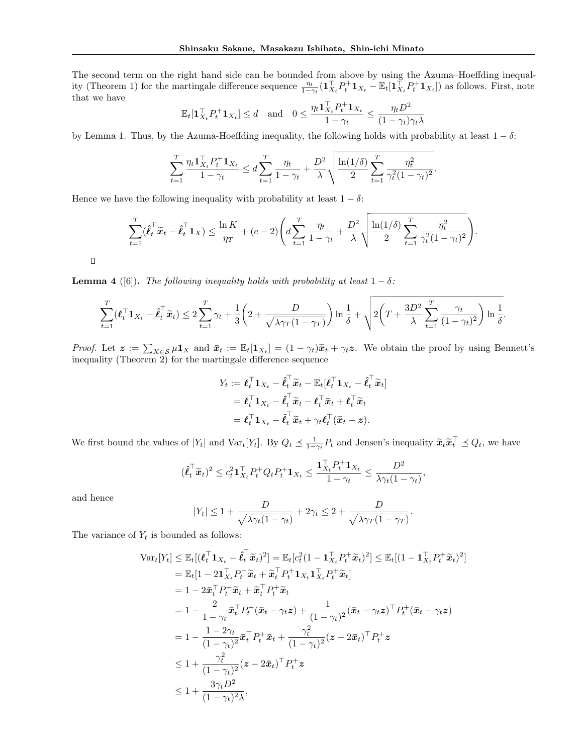The second term on the right hand side can be bounded from above by using the Azuma–Hoeffding inequality (Theorem 1) for the martingale difference sequence $\frac{\eta_t}{1-\gamma_t}(\mathbf{1}_{X_t}^\top P_t^+ \mathbf{1}_{X_t} - \mathbb{E}_t[\mathbf{1}_{X_t}^\top P_t^+ \mathbf{1}_{X_t}])$ as follows. First, note that we have

$$\mathbb{E}_t[\mathbf{1}_{X_t}^\top P_t^+ \mathbf{1}_{X_t}] \le d \quad \text{and} \quad 0 \le \frac{\eta_t \mathbf{1}_{X_t}^\top P_t^+ \mathbf{1}_{X_t}}{1-\gamma_t} \le \frac{\eta_t D^2}{(1-\gamma_t)\gamma_t \lambda}$$

by Lemma 1. Thus, by the Azuma-Hoeffding inequality, the following holds with probability at least $1-\delta$:

$$\sum_{t=1}^T \frac{\eta_t \mathbf{1}_{X_t}^\top P_t^+ \mathbf{1}_{X_t}}{1-\gamma_t} \le d \sum_{t=1}^T \frac{\eta_t}{1-\gamma_t} + \frac{D^2}{\lambda}\sqrt{\frac{\ln(1/\delta)}{2}\sum_{t=1}^T \frac{\eta_t^2}{\gamma_t^2(1-\gamma_t)^2}}.$$

Hence we have the following inequality with probability at least $1-\delta$:

$$\sum_{t=1}^T (\hat{\boldsymbol{\ell}}_t^\top \widetilde{\boldsymbol{x}}_t - \hat{\boldsymbol{\ell}}_t^\top \mathbf{1}_X) \le \frac{\ln K}{\eta_T} + (e-2)\left( d\sum_{t=1}^T \frac{\eta_t}{1-\gamma_t} + \frac{D^2}{\lambda}\sqrt{\frac{\ln(1/\delta)}{2}\sum_{t=1}^T \frac{\eta_t^2}{\gamma_t^2(1-\gamma_t)^2}}\right).$$

□

**Lemma 4** ([6])**.** *The following inequality holds with probability at least $1-\delta$:*

$$\sum_{t=1}^T (\boldsymbol{\ell}_t^\top \mathbf{1}_{X_t} - \hat{\boldsymbol{\ell}}_t^\top \widetilde{\boldsymbol{x}}_t) \le 2\sum_{t=1}^T \gamma_t + \frac{1}{3}\left(2 + \frac{D}{\sqrt{\lambda \gamma_T (1-\gamma_T)}}\right)\ln\frac{1}{\delta} + \sqrt{2\left(T + \frac{3D^2}{\lambda}\sum_{t=1}^T \frac{\gamma_t}{(1-\gamma_t)^2}\right)\ln\frac{1}{\delta}}.$$

*Proof.* Let $\boldsymbol{z} := \sum_{X\in\mathcal{S}} \mu \mathbf{1}_X$ and $\bar{\boldsymbol{x}}_t := \mathbb{E}_t[\mathbf{1}_{X_t}] = (1-\gamma_t)\widetilde{\boldsymbol{x}}_t + \gamma_t \boldsymbol{z}$. We obtain the proof by using Bennett's inequality (Theorem 2) for the martingale difference sequence

$$\begin{aligned}
Y_t &:= \boldsymbol{\ell}_t^\top \mathbf{1}_{X_t} - \hat{\boldsymbol{\ell}}_t^\top \widetilde{\boldsymbol{x}}_t - \mathbb{E}_t[\boldsymbol{\ell}_t^\top \mathbf{1}_{X_t} - \hat{\boldsymbol{\ell}}_t^\top \widetilde{\boldsymbol{x}}_t] \\
&= \boldsymbol{\ell}_t^\top \mathbf{1}_{X_t} - \hat{\boldsymbol{\ell}}_t^\top \widetilde{\boldsymbol{x}}_t - \boldsymbol{\ell}_t^\top \bar{\boldsymbol{x}}_t + \boldsymbol{\ell}_t^\top \widetilde{\boldsymbol{x}}_t \\
&= \boldsymbol{\ell}_t^\top \mathbf{1}_{X_t} - \hat{\boldsymbol{\ell}}_t^\top \widetilde{\boldsymbol{x}}_t + \gamma_t \boldsymbol{\ell}_t^\top (\widetilde{\boldsymbol{x}}_t - \boldsymbol{z}).
\end{aligned}$$

We first bound the values of $|Y_t|$ and $\mathrm{Var}_t[Y_t]$. By $Q_t \preceq \frac{1}{1-\gamma_t}P_t$ and Jensen's inequality $\widetilde{\boldsymbol{x}}_t \widetilde{\boldsymbol{x}}_t^\top \preceq Q_t$, we have

$$(\hat{\boldsymbol{\ell}}_t^\top \widetilde{\boldsymbol{x}}_t)^2 \le c_t^2 \mathbf{1}_{X_t}^\top P_t^+ Q_t P_t^+ \mathbf{1}_{X_t} \le \frac{\mathbf{1}_{X_t}^\top P_t^+ \mathbf{1}_{X_t}}{1-\gamma_t} \le \frac{D^2}{\lambda \gamma_t (1-\gamma_t)},$$

and hence

$$|Y_t| \le 1 + \frac{D}{\sqrt{\lambda \gamma_t (1-\gamma_t)}} + 2\gamma_t \le 2 + \frac{D}{\sqrt{\lambda \gamma_T (1-\gamma_T)}}.$$

The variance of $Y_t$ is bounded as follows:

$$\begin{aligned}
\mathrm{Var}_t[Y_t] &\le \mathbb{E}_t[(\boldsymbol{\ell}_t^\top \mathbf{1}_{X_t} - \hat{\boldsymbol{\ell}}_t^\top \widetilde{\boldsymbol{x}}_t)^2] = \mathbb{E}_t[c_t^2(1 - \mathbf{1}_{X_t}^\top P_t^+ \widetilde{\boldsymbol{x}}_t)^2] \le \mathbb{E}_t[(1 - \mathbf{1}_{X_t}^\top P_t^+ \widetilde{\boldsymbol{x}}_t)^2] \\
&= \mathbb{E}_t[1 - 2\mathbf{1}_{X_t}^\top P_t^+ \widetilde{\boldsymbol{x}}_t + \widetilde{\boldsymbol{x}}_t^\top P_t^+ \mathbf{1}_{X_t} \mathbf{1}_{X_t}^\top P_t^+ \widetilde{\boldsymbol{x}}_t] \\
&= 1 - 2\bar{\boldsymbol{x}}_t^\top P_t^+ \widetilde{\boldsymbol{x}}_t + \widetilde{\boldsymbol{x}}_t^\top P_t^+ \widetilde{\boldsymbol{x}}_t \\
&= 1 - \frac{2}{1-\gamma_t}\bar{\boldsymbol{x}}_t^\top P_t^+ (\bar{\boldsymbol{x}}_t - \gamma_t \boldsymbol{z}) + \frac{1}{(1-\gamma_t)^2}(\bar{\boldsymbol{x}}_t - \gamma_t \boldsymbol{z})^\top P_t^+ (\bar{\boldsymbol{x}}_t - \gamma_t \boldsymbol{z}) \\
&= 1 - \frac{1-2\gamma_t}{(1-\gamma_t)^2}\bar{\boldsymbol{x}}_t^\top P_t^+ \bar{\boldsymbol{x}}_t + \frac{\gamma_t^2}{(1-\gamma_t)^2}(\boldsymbol{z} - 2\bar{\boldsymbol{x}}_t)^\top P_t^+ \boldsymbol{z} \\
&\le 1 + \frac{\gamma_t^2}{(1-\gamma_t)^2}(\boldsymbol{z} - 2\bar{\boldsymbol{x}}_t)^\top P_t^+ \boldsymbol{z} \\
&\le 1 + \frac{3\gamma_t D^2}{(1-\gamma_t)^2 \lambda},
\end{aligned}$$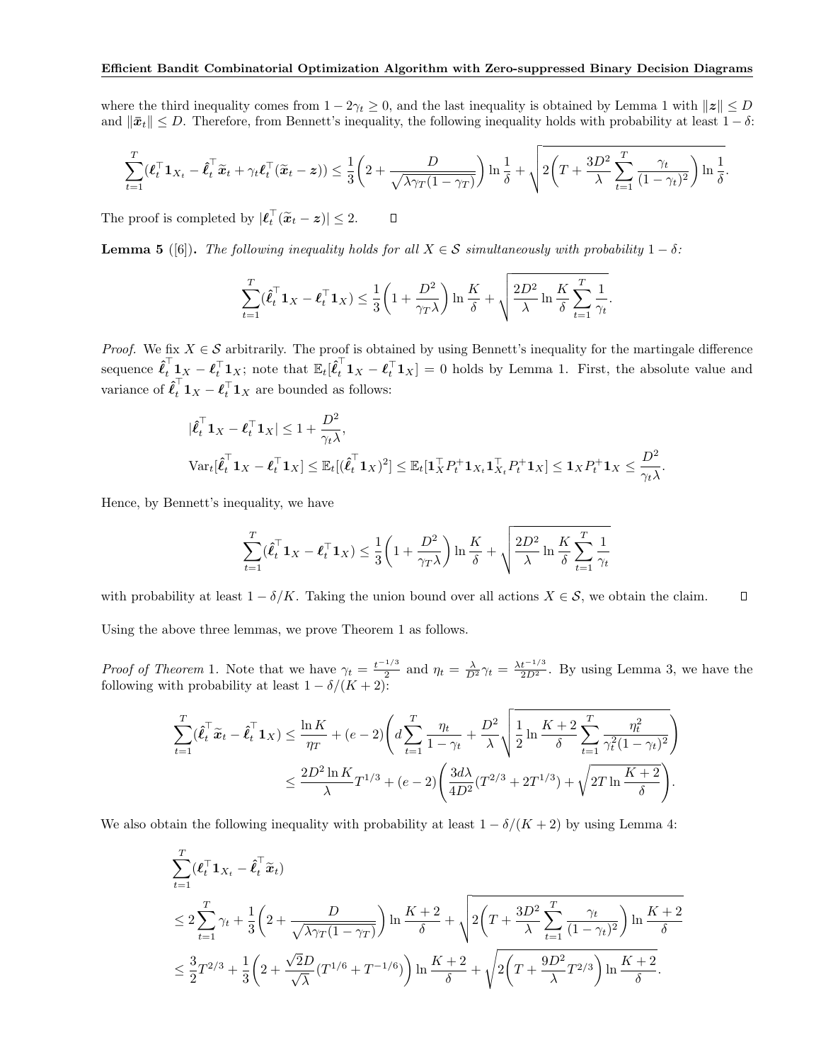where the third inequality comes from $1 - 2\gamma_t \geq 0$, and the last inequality is obtained by Lemma 1 with $\|\boldsymbol{z}\| \leq D$ and $\|\bar{\boldsymbol{x}}_t\| \leq D$. Therefore, from Bennett's inequality, the following inequality holds with probability at least $1 - \delta$:

$$\sum_{t=1}^{T} (\boldsymbol{\ell}_t^\top \mathbf{1}_{X_t} - \hat{\boldsymbol{\ell}}_t^\top \widetilde{\boldsymbol{x}}_t + \gamma_t \boldsymbol{\ell}_t^\top (\widetilde{\boldsymbol{x}}_t - \boldsymbol{z})) \leq \frac{1}{3}\left(2 + \frac{D}{\sqrt{\lambda \gamma_T (1-\gamma_T)}}\right) \ln \frac{1}{\delta} + \sqrt{2\left(T + \frac{3D^2}{\lambda} \sum_{t=1}^{T} \frac{\gamma_t}{(1-\gamma_t)^2}\right) \ln \frac{1}{\delta}}.$$

The proof is completed by $|\boldsymbol{\ell}_t^\top (\widetilde{\boldsymbol{x}}_t - \boldsymbol{z})| \leq 2$. $\square$

**Lemma 5** ([6]). *The following inequality holds for all $X \in \mathcal{S}$ simultaneously with probability $1 - \delta$:*

$$\sum_{t=1}^{T} (\hat{\boldsymbol{\ell}}_t^\top \mathbf{1}_X - \boldsymbol{\ell}_t^\top \mathbf{1}_X) \leq \frac{1}{3}\left(1 + \frac{D^2}{\gamma_T \lambda}\right) \ln \frac{K}{\delta} + \sqrt{\frac{2D^2}{\lambda} \ln \frac{K}{\delta} \sum_{t=1}^{T} \frac{1}{\gamma_t}}.$$

*Proof.* We fix $X \in \mathcal{S}$ arbitrarily. The proof is obtained by using Bennett's inequality for the martingale difference sequence $\hat{\boldsymbol{\ell}}_t^\top \mathbf{1}_X - \boldsymbol{\ell}_t^\top \mathbf{1}_X$; note that $\mathbb{E}_t[\hat{\boldsymbol{\ell}}_t^\top \mathbf{1}_X - \boldsymbol{\ell}_t^\top \mathbf{1}_X] = 0$ holds by Lemma 1. First, the absolute value and variance of $\hat{\boldsymbol{\ell}}_t^\top \mathbf{1}_X - \boldsymbol{\ell}_t^\top \mathbf{1}_X$ are bounded as follows:

$$|\hat{\boldsymbol{\ell}}_t^\top \mathbf{1}_X - \boldsymbol{\ell}_t^\top \mathbf{1}_X| \leq 1 + \frac{D^2}{\gamma_t \lambda},$$

$$\mathrm{Var}_t[\hat{\boldsymbol{\ell}}_t^\top \mathbf{1}_X - \boldsymbol{\ell}_t^\top \mathbf{1}_X] \leq \mathbb{E}_t[(\hat{\boldsymbol{\ell}}_t^\top \mathbf{1}_X)^2] \leq \mathbb{E}_t[\mathbf{1}_X^\top P_t^+ \mathbf{1}_{X_t} \mathbf{1}_{X_t}^\top P_t^+ \mathbf{1}_X] \leq \mathbf{1}_X P_t^+ \mathbf{1}_X \leq \frac{D^2}{\gamma_t \lambda}.$$

Hence, by Bennett's inequality, we have

$$\sum_{t=1}^{T} (\hat{\boldsymbol{\ell}}_t^\top \mathbf{1}_X - \boldsymbol{\ell}_t^\top \mathbf{1}_X) \leq \frac{1}{3}\left(1 + \frac{D^2}{\gamma_T \lambda}\right) \ln \frac{K}{\delta} + \sqrt{\frac{2D^2}{\lambda} \ln \frac{K}{\delta} \sum_{t=1}^{T} \frac{1}{\gamma_t}}$$

with probability at least $1 - \delta/K$. Taking the union bound over all actions $X \in \mathcal{S}$, we obtain the claim. $\square$

Using the above three lemmas, we prove Theorem 1 as follows.

*Proof of Theorem* 1. Note that we have $\gamma_t = \frac{t^{-1/3}}{2}$ and $\eta_t = \frac{\lambda}{D^2}\gamma_t = \frac{\lambda t^{-1/3}}{2D^2}$. By using Lemma 3, we have the following with probability at least $1 - \delta/(K+2)$:

$$\begin{aligned}
\sum_{t=1}^{T} (\hat{\boldsymbol{\ell}}_t^\top \widetilde{\boldsymbol{x}}_t - \hat{\boldsymbol{\ell}}_t^\top \mathbf{1}_X) &\leq \frac{\ln K}{\eta_T} + (e-2)\left(d \sum_{t=1}^{T} \frac{\eta_t}{1-\gamma_t} + \frac{D^2}{\lambda} \sqrt{\frac{1}{2} \ln \frac{K+2}{\delta} \sum_{t=1}^{T} \frac{\eta_t^2}{\gamma_t^2 (1-\gamma_t)^2}}\right) \\
&\leq \frac{2D^2 \ln K}{\lambda} T^{1/3} + (e-2)\left(\frac{3d\lambda}{4D^2}(T^{2/3} + 2T^{1/3}) + \sqrt{2T \ln \frac{K+2}{\delta}}\right).
\end{aligned}$$

We also obtain the following inequality with probability at least $1 - \delta/(K+2)$ by using Lemma 4:

$$\begin{aligned}
&\sum_{t=1}^{T} (\boldsymbol{\ell}_t^\top \mathbf{1}_{X_t} - \hat{\boldsymbol{\ell}}_t^\top \widetilde{\boldsymbol{x}}_t) \\
&\leq 2 \sum_{t=1}^{T} \gamma_t + \frac{1}{3}\left(2 + \frac{D}{\sqrt{\lambda \gamma_T (1-\gamma_T)}}\right) \ln \frac{K+2}{\delta} + \sqrt{2\left(T + \frac{3D^2}{\lambda} \sum_{t=1}^{T} \frac{\gamma_t}{(1-\gamma_t)^2}\right) \ln \frac{K+2}{\delta}} \\
&\leq \frac{3}{2} T^{2/3} + \frac{1}{3}\left(2 + \frac{\sqrt{2}D}{\sqrt{\lambda}}(T^{1/6} + T^{-1/6})\right) \ln \frac{K+2}{\delta} + \sqrt{2\left(T + \frac{9D^2}{\lambda} T^{2/3}\right) \ln \frac{K+2}{\delta}}.
\end{aligned}$$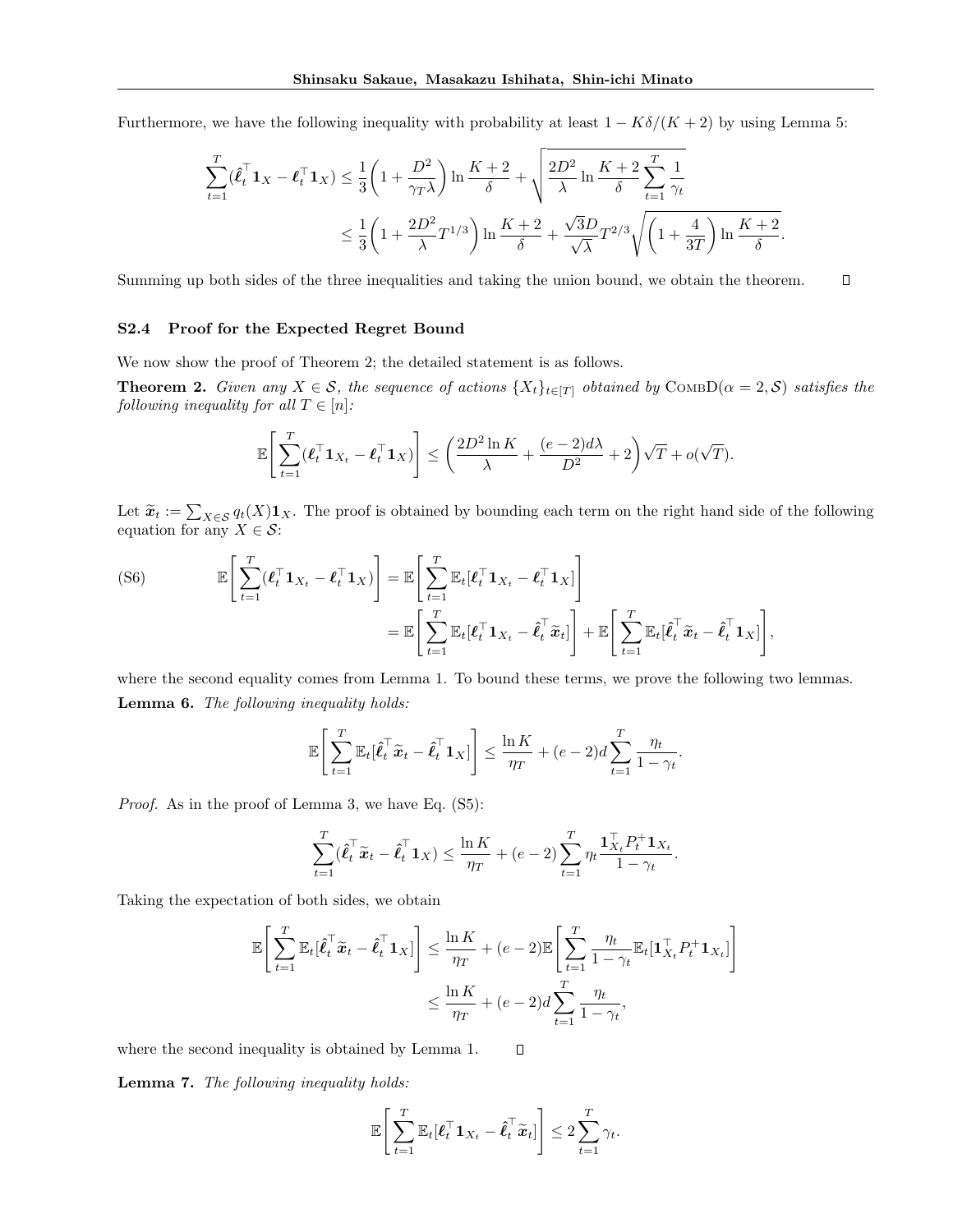Furthermore, we have the following inequality with probability at least $1 - K\delta/(K+2)$ by using Lemma 5:

$$\sum_{t=1}^{T}(\hat{\boldsymbol{\ell}}_t^\top \mathbf{1}_X - \boldsymbol{\ell}_t^\top \mathbf{1}_X) \leq \frac{1}{3}\left(1 + \frac{D^2}{\gamma_T \lambda}\right)\ln\frac{K+2}{\delta} + \sqrt{\frac{2D^2}{\lambda}\ln\frac{K+2}{\delta}\sum_{t=1}^{T}\frac{1}{\gamma_t}}$$
$$\leq \frac{1}{3}\left(1 + \frac{2D^2}{\lambda}T^{1/3}\right)\ln\frac{K+2}{\delta} + \frac{\sqrt{3}D}{\sqrt{\lambda}}T^{2/3}\sqrt{\left(1+\frac{4}{3T}\right)\ln\frac{K+2}{\delta}}.$$

Summing up both sides of the three inequalities and taking the union bound, we obtain the theorem. □

### S2.4 Proof for the Expected Regret Bound

We now show the proof of Theorem 2; the detailed statement is as follows.

**Theorem 2.** *Given any $X \in \mathcal{S}$, the sequence of actions $\{X_t\}_{t\in[T]}$ obtained by* CombD$(\alpha = 2, \mathcal{S})$ *satisfies the following inequality for all $T \in [n]$:*

$$\mathbb{E}\left[\sum_{t=1}^{T}(\boldsymbol{\ell}_t^\top \mathbf{1}_{X_t} - \boldsymbol{\ell}_t^\top \mathbf{1}_X)\right] \leq \left(\frac{2D^2 \ln K}{\lambda} + \frac{(e-2)d\lambda}{D^2} + 2\right)\sqrt{T} + o(\sqrt{T}).$$

Let $\widetilde{\boldsymbol{x}}_t := \sum_{X\in\mathcal{S}} q_t(X)\mathbf{1}_X$. The proof is obtained by bounding each term on the right hand side of the following equation for any $X \in \mathcal{S}$:

$$\text{(S6)} \qquad \mathbb{E}\left[\sum_{t=1}^{T}(\boldsymbol{\ell}_t^\top \mathbf{1}_{X_t} - \boldsymbol{\ell}_t^\top \mathbf{1}_X)\right] = \mathbb{E}\left[\sum_{t=1}^{T}\mathbb{E}_t[\boldsymbol{\ell}_t^\top \mathbf{1}_{X_t} - \boldsymbol{\ell}_t^\top \mathbf{1}_X]\right]$$
$$= \mathbb{E}\left[\sum_{t=1}^{T}\mathbb{E}_t[\boldsymbol{\ell}_t^\top \mathbf{1}_{X_t} - \hat{\boldsymbol{\ell}}_t^\top \widetilde{\boldsymbol{x}}_t]\right] + \mathbb{E}\left[\sum_{t=1}^{T}\mathbb{E}_t[\hat{\boldsymbol{\ell}}_t^\top \widetilde{\boldsymbol{x}}_t - \hat{\boldsymbol{\ell}}_t^\top \mathbf{1}_X]\right],$$

where the second equality comes from Lemma 1. To bound these terms, we prove the following two lemmas.

**Lemma 6.** *The following inequality holds:*

$$\mathbb{E}\left[\sum_{t=1}^{T}\mathbb{E}_t[\hat{\boldsymbol{\ell}}_t^\top \widetilde{\boldsymbol{x}}_t - \hat{\boldsymbol{\ell}}_t^\top \mathbf{1}_X]\right] \leq \frac{\ln K}{\eta_T} + (e-2)d\sum_{t=1}^{T}\frac{\eta_t}{1-\gamma_t}.$$

*Proof.* As in the proof of Lemma 3, we have Eq. (S5):

$$\sum_{t=1}^{T}(\hat{\boldsymbol{\ell}}_t^\top \widetilde{\boldsymbol{x}}_t - \hat{\boldsymbol{\ell}}_t^\top \mathbf{1}_X) \leq \frac{\ln K}{\eta_T} + (e-2)\sum_{t=1}^{T}\eta_t\frac{\mathbf{1}_{X_t}^\top P_t^+ \mathbf{1}_{X_t}}{1-\gamma_t}.$$

Taking the expectation of both sides, we obtain

$$\mathbb{E}\left[\sum_{t=1}^{T}\mathbb{E}_t[\hat{\boldsymbol{\ell}}_t^\top \widetilde{\boldsymbol{x}}_t - \hat{\boldsymbol{\ell}}_t^\top \mathbf{1}_X]\right] \leq \frac{\ln K}{\eta_T} + (e-2)\mathbb{E}\left[\sum_{t=1}^{T}\frac{\eta_t}{1-\gamma_t}\mathbb{E}_t[\mathbf{1}_{X_t}^\top P_t^+ \mathbf{1}_{X_t}]\right]$$
$$\leq \frac{\ln K}{\eta_T} + (e-2)d\sum_{t=1}^{T}\frac{\eta_t}{1-\gamma_t},$$

where the second inequality is obtained by Lemma 1. □

**Lemma 7.** *The following inequality holds:*

$$\mathbb{E}\left[\sum_{t=1}^{T}\mathbb{E}_t[\boldsymbol{\ell}_t^\top \mathbf{1}_{X_t} - \hat{\boldsymbol{\ell}}_t^\top \widetilde{\boldsymbol{x}}_t]\right] \leq 2\sum_{t=1}^{T}\gamma_t.$$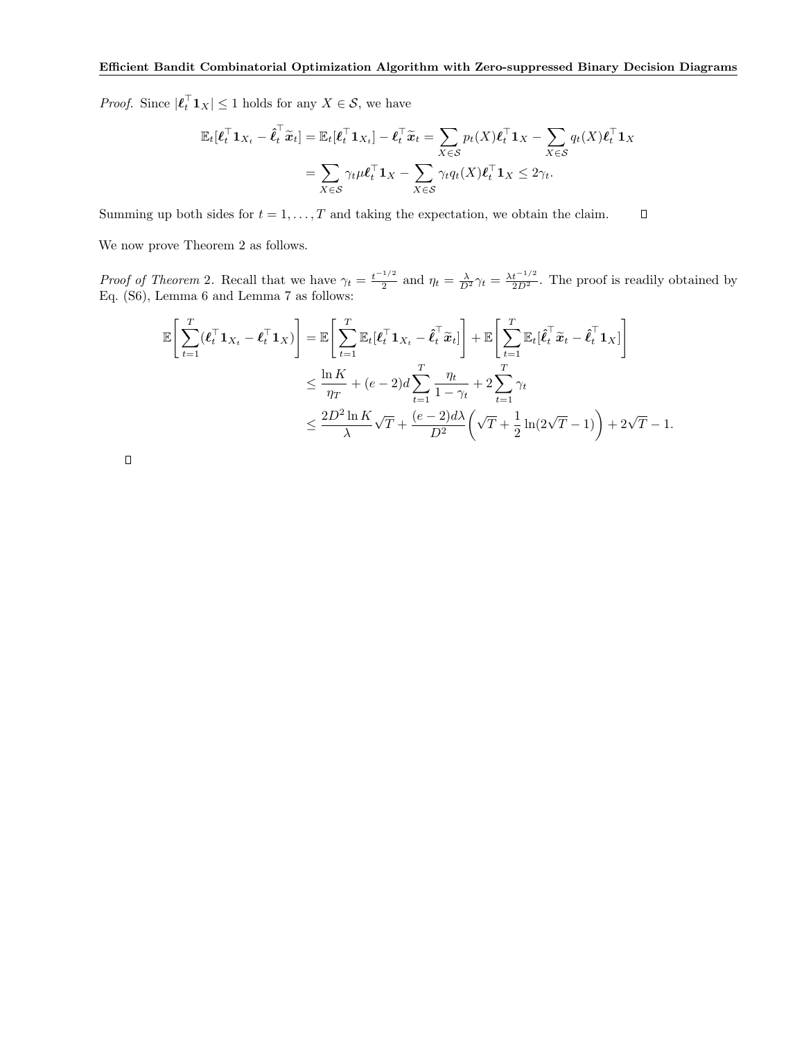*Proof.* Since $|\boldsymbol{\ell}_t^\top \mathbf{1}_X| \leq 1$ holds for any $X \in \mathcal{S}$, we have

$$
\begin{aligned}
\mathbb{E}_t[\boldsymbol{\ell}_t^\top \mathbf{1}_{X_t} - \hat{\boldsymbol{\ell}}_t^\top \widetilde{\boldsymbol{x}}_t] &= \mathbb{E}_t[\boldsymbol{\ell}_t^\top \mathbf{1}_{X_t}] - \boldsymbol{\ell}_t^\top \widetilde{\boldsymbol{x}}_t = \sum_{X \in \mathcal{S}} p_t(X) \boldsymbol{\ell}_t^\top \mathbf{1}_X - \sum_{X \in \mathcal{S}} q_t(X) \boldsymbol{\ell}_t^\top \mathbf{1}_X \\
&= \sum_{X \in \mathcal{S}} \gamma_t \mu \boldsymbol{\ell}_t^\top \mathbf{1}_X - \sum_{X \in \mathcal{S}} \gamma_t q_t(X) \boldsymbol{\ell}_t^\top \mathbf{1}_X \leq 2\gamma_t.
\end{aligned}
$$

Summing up both sides for $t = 1, \dots, T$ and taking the expectation, we obtain the claim. $\square$

We now prove Theorem 2 as follows.

*Proof of Theorem 2.* Recall that we have $\gamma_t = \frac{t^{-1/2}}{2}$ and $\eta_t = \frac{\lambda}{D^2}\gamma_t = \frac{\lambda t^{-1/2}}{2D^2}$. The proof is readily obtained by Eq. (S6), Lemma 6 and Lemma 7 as follows:

$$
\begin{aligned}
\mathbb{E}\left[\sum_{t=1}^{T} (\boldsymbol{\ell}_t^\top \mathbf{1}_{X_t} - \boldsymbol{\ell}_t^\top \mathbf{1}_X)\right] &= \mathbb{E}\left[\sum_{t=1}^{T} \mathbb{E}_t[\boldsymbol{\ell}_t^\top \mathbf{1}_{X_t} - \hat{\boldsymbol{\ell}}_t^\top \widetilde{\boldsymbol{x}}_t]\right] + \mathbb{E}\left[\sum_{t=1}^{T} \mathbb{E}_t[\hat{\boldsymbol{\ell}}_t^\top \widetilde{\boldsymbol{x}}_t - \hat{\boldsymbol{\ell}}_t^\top \mathbf{1}_X]\right] \\
&\leq \frac{\ln K}{\eta_T} + (e-2)d \sum_{t=1}^{T} \frac{\eta_t}{1-\gamma_t} + 2\sum_{t=1}^{T} \gamma_t \\
&\leq \frac{2D^2 \ln K}{\lambda}\sqrt{T} + \frac{(e-2)d\lambda}{D^2}\left(\sqrt{T} + \frac{1}{2}\ln(2\sqrt{T}-1)\right) + 2\sqrt{T} - 1.
\end{aligned}
$$

$\square$